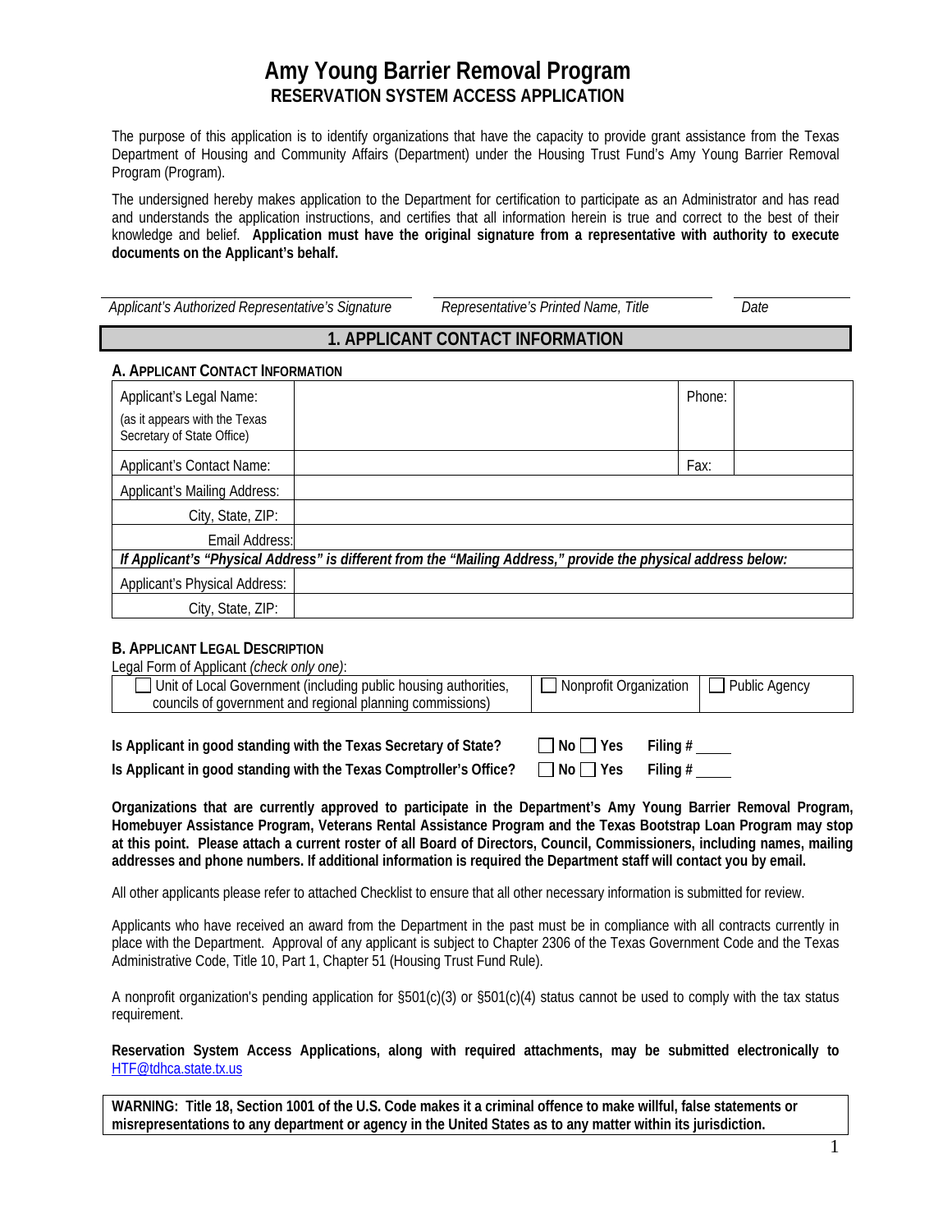# Amy Young Barrier Removal Program

## RESERVATION SYSTEM ACCESS APPLICATION

The purpose of this application is to identify organizations that have the capacity to provide grant assistance from the Texas Department of Housing and Community Affairs (Department) under the Housing Trust Fund's Amy Young Barrier Removal Program (Program).

The undersigned hereby makes application to the Department for certification to participate as an Administrator and has read and understands the application instructions, and certifies that all information herein is true and correct to the best of their knowledge and belief. **Application must have the original signature from a representative with authority to execute documents on the Applicant's behalf.**

| *Applicant's Authorized Representative's Signature* | *Representative's Printed Name, Title* | *Date* |
|---|---|---|

## 1. APPLICANT CONTACT INFORMATION

### A. Applicant Contact Information

| Applicant's Legal Name: (as it appears with the Texas Secretary of State Office) | | Phone: | |
|---|---|---|---|
| Applicant's Contact Name: | | Fax: | |
| Applicant's Mailing Address: | | | |
| City, State, ZIP: | | | |
| Email Address: | | | |
| ***If Applicant's "Physical Address" is different from the "Mailing Address," provide the physical address below:*** | | | |
| Applicant's Physical Address: | | | |
| City, State, ZIP: | | | |

### B. Applicant Legal Description

Legal Form of Applicant *(check only one)*:

| ☐ Unit of Local Government (including public housing authorities, councils of government and regional planning commissions) | ☐ Nonprofit Organization | ☐ Public Agency |
|---|---|---|

**Is Applicant in good standing with the Texas Secretary of State?** ☐ **No** ☐ **Yes** **Filing #** _____

**Is Applicant in good standing with the Texas Comptroller's Office?** ☐ **No** ☐ **Yes** **Filing #** _____

**Organizations that are currently approved to participate in the Department's Amy Young Barrier Removal Program, Homebuyer Assistance Program, Veterans Rental Assistance Program and the Texas Bootstrap Loan Program may stop at this point. Please attach a current roster of all Board of Directors, Council, Commissioners, including names, mailing addresses and phone numbers. If additional information is required the Department staff will contact you by email.**

All other applicants please refer to attached Checklist to ensure that all other necessary information is submitted for review.

Applicants who have received an award from the Department in the past must be in compliance with all contracts currently in place with the Department. Approval of any applicant is subject to Chapter 2306 of the Texas Government Code and the Texas Administrative Code, Title 10, Part 1, Chapter 51 (Housing Trust Fund Rule).

A nonprofit organization's pending application for §501(c)(3) or §501(c)(4) status cannot be used to comply with the tax status requirement.

**Reservation System Access Applications, along with required attachments, may be submitted electronically to** HTF@tdhca.state.tx.us

**WARNING: Title 18, Section 1001 of the U.S. Code makes it a criminal offence to make willful, false statements or misrepresentations to any department or agency in the United States as to any matter within its jurisdiction.**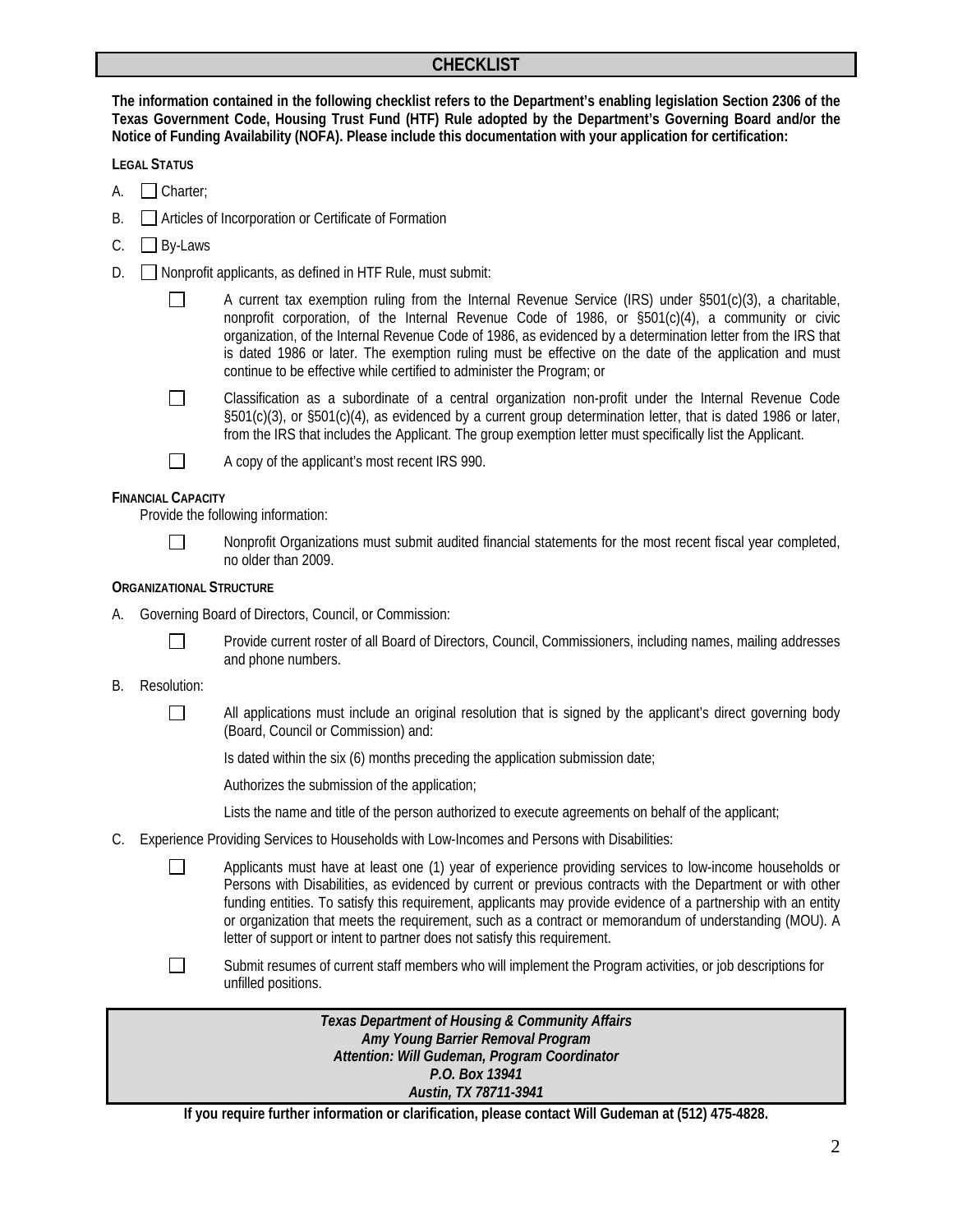# CHECKLIST

**The information contained in the following checklist refers to the Department's enabling legislation Section 2306 of the Texas Government Code, Housing Trust Fund (HTF) Rule adopted by the Department's Governing Board and/or the Notice of Funding Availability (NOFA). Please include this documentation with your application for certification:**

**LEGAL STATUS**

A. ☐ Charter;

B. ☐ Articles of Incorporation or Certificate of Formation

C. ☐ By-Laws

D. ☐ Nonprofit applicants, as defined in HTF Rule, must submit:

- ☐ A current tax exemption ruling from the Internal Revenue Service (IRS) under §501(c)(3), a charitable, nonprofit corporation, of the Internal Revenue Code of 1986, or §501(c)(4), a community or civic organization, of the Internal Revenue Code of 1986, as evidenced by a determination letter from the IRS that is dated 1986 or later. The exemption ruling must be effective on the date of the application and must continue to be effective while certified to administer the Program; or
- ☐ Classification as a subordinate of a central organization non-profit under the Internal Revenue Code §501(c)(3), or §501(c)(4), as evidenced by a current group determination letter, that is dated 1986 or later, from the IRS that includes the Applicant. The group exemption letter must specifically list the Applicant.
- ☐ A copy of the applicant's most recent IRS 990.

**FINANCIAL CAPACITY**

Provide the following information:

- ☐ Nonprofit Organizations must submit audited financial statements for the most recent fiscal year completed, no older than 2009.

**ORGANIZATIONAL STRUCTURE**

A. Governing Board of Directors, Council, or Commission:

- ☐ Provide current roster of all Board of Directors, Council, Commissioners, including names, mailing addresses and phone numbers.

B. Resolution:

- ☐ All applications must include an original resolution that is signed by the applicant's direct governing body (Board, Council or Commission) and:

  Is dated within the six (6) months preceding the application submission date;

  Authorizes the submission of the application;

  Lists the name and title of the person authorized to execute agreements on behalf of the applicant;

C. Experience Providing Services to Households with Low-Incomes and Persons with Disabilities:

- ☐ Applicants must have at least one (1) year of experience providing services to low-income households or Persons with Disabilities, as evidenced by current or previous contracts with the Department or with other funding entities. To satisfy this requirement, applicants may provide evidence of a partnership with an entity or organization that meets the requirement, such as a contract or memorandum of understanding (MOU). A letter of support or intent to partner does not satisfy this requirement.
- ☐ Submit resumes of current staff members who will implement the Program activities, or job descriptions for unfilled positions.

***Texas Department of Housing & Community Affairs***
***Amy Young Barrier Removal Program***
***Attention: Will Gudeman, Program Coordinator***
***P.O. Box 13941***
***Austin, TX 78711-3941***

**If you require further information or clarification, please contact Will Gudeman at (512) 475-4828.**